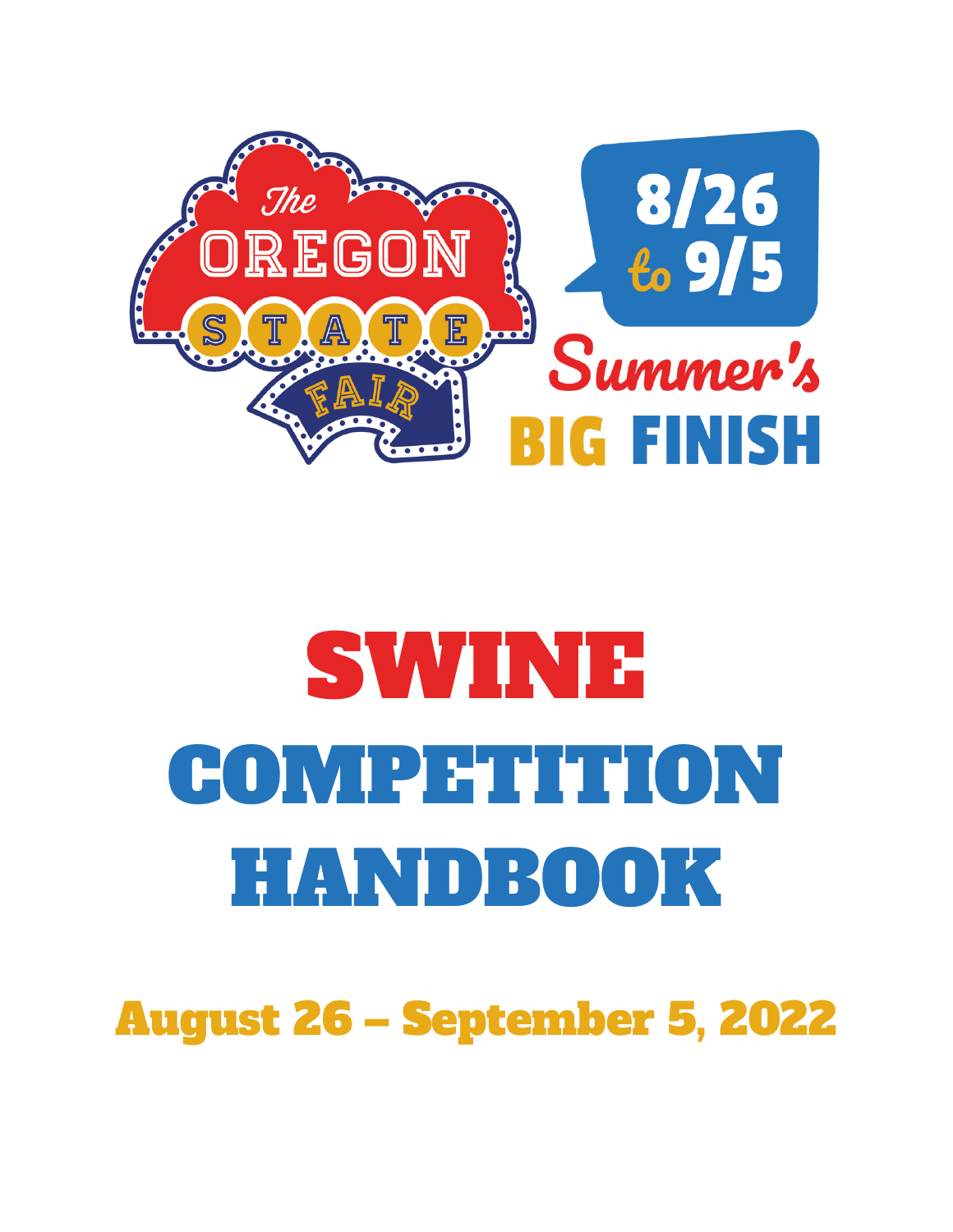The Oregon State Fair

8/26 to 9/5

Summer's BIG FINISH

# SWINE COMPETITION HANDBOOK

## August 26 – September 5, 2022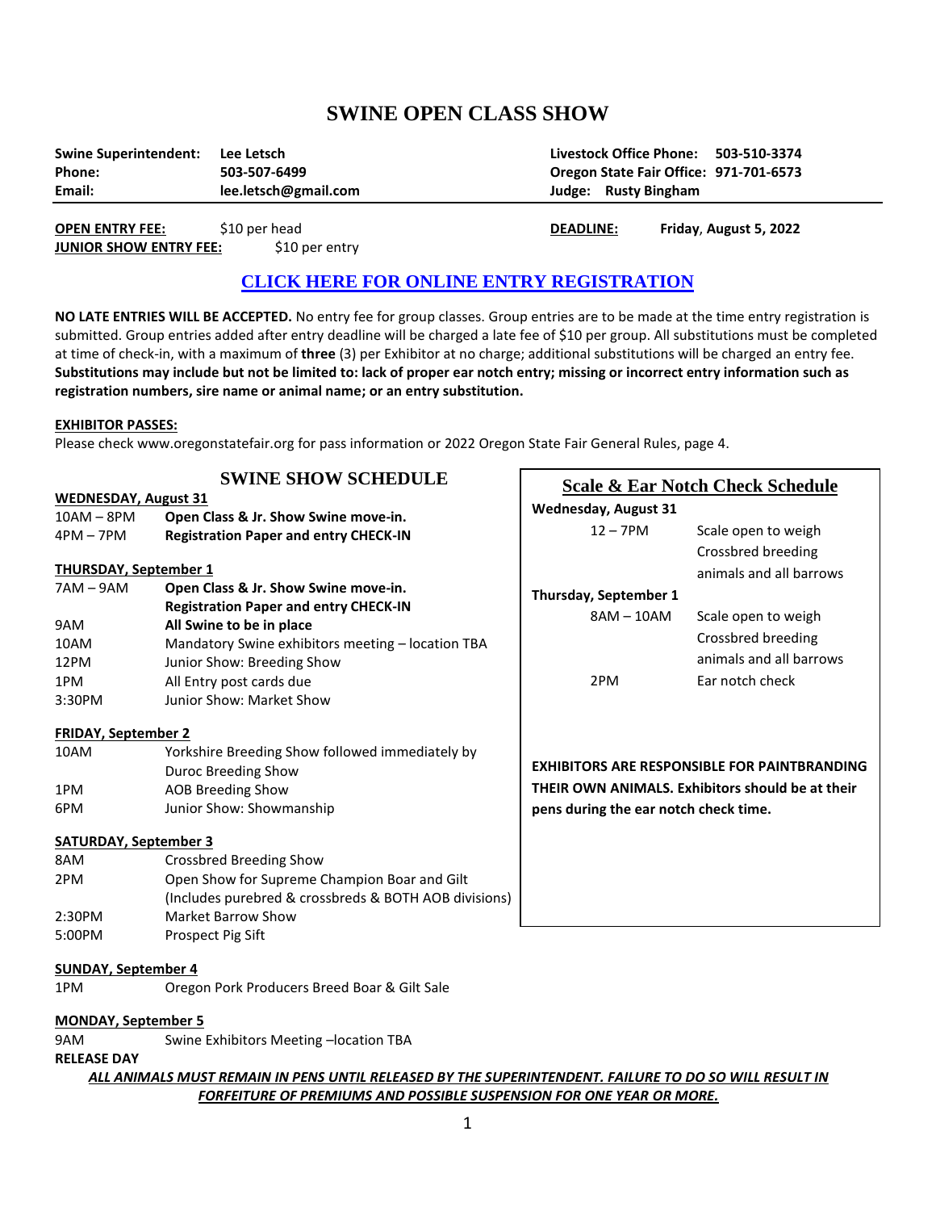# SWINE OPEN CLASS SHOW

| | | | |
|---|---|---|---|
| **Swine Superintendent:** | **Lee Letsch** | **Livestock Office Phone:** | **503-510-3374** |
| **Phone:** | **503-507-6499** | **Oregon State Fair Office:** | **971-701-6573** |
| **Email:** | **lee.letsch@gmail.com** | **Judge:** | **Rusty Bingham** |

**OPEN ENTRY FEE:** $10 per head

**JUNIOR SHOW ENTRY FEE:** $10 per entry

**DEADLINE:** **Friday, August 5, 2022**

**CLICK HERE FOR ONLINE ENTRY REGISTRATION**

**NO LATE ENTRIES WILL BE ACCEPTED.** No entry fee for group classes. Group entries are to be made at the time entry registration is submitted. Group entries added after entry deadline will be charged a late fee of $10 per group. All substitutions must be completed at time of check-in, with a maximum of **three** (3) per Exhibitor at no charge; additional substitutions will be charged an entry fee. **Substitutions may include but not be limited to: lack of proper ear notch entry; missing or incorrect entry information such as registration numbers, sire name or animal name; or an entry substitution.**

**EXHIBITOR PASSES:**

Please check www.oregonstatefair.org for pass information or 2022 Oregon State Fair General Rules, page 4.

## SWINE SHOW SCHEDULE

**WEDNESDAY, August 31**

| | |
|---|---|
| 10AM – 8PM | **Open Class & Jr. Show Swine move-in.** |
| 4PM – 7PM | **Registration Paper and entry CHECK-IN** |

**THURSDAY, September 1**

| | |
|---|---|
| 7AM – 9AM | **Open Class & Jr. Show Swine move-in.** **Registration Paper and entry CHECK-IN** |
| 9AM | **All Swine to be in place** |
| 10AM | Mandatory Swine exhibitors meeting – location TBA |
| 12PM | Junior Show: Breeding Show |
| 1PM | All Entry post cards due |
| 3:30PM | Junior Show: Market Show |

**FRIDAY, September 2**

| | |
|---|---|
| 10AM | Yorkshire Breeding Show followed immediately by Duroc Breeding Show |
| 1PM | AOB Breeding Show |
| 6PM | Junior Show: Showmanship |

**SATURDAY, September 3**

| | |
|---|---|
| 8AM | Crossbred Breeding Show |
| 2PM | Open Show for Supreme Champion Boar and Gilt (Includes purebred & crossbreds & BOTH AOB divisions) |
| 2:30PM | Market Barrow Show |
| 5:00PM | Prospect Pig Sift |

**SUNDAY, September 4**

| | |
|---|---|
| 1PM | Oregon Pork Producers Breed Boar & Gilt Sale |

**MONDAY, September 5**

| | |
|---|---|
| 9AM | Swine Exhibitors Meeting –location TBA |

**RELEASE DAY**

## Scale & Ear Notch Check Schedule

**Wednesday, August 31**

| | |
|---|---|
| 12 – 7PM | Scale open to weigh Crossbred breeding animals and all barrows |

**Thursday, September 1**

| | |
|---|---|
| 8AM – 10AM | Scale open to weigh Crossbred breeding animals and all barrows |
| 2PM | Ear notch check |

**EXHIBITORS ARE RESPONSIBLE FOR PAINTBRANDING THEIR OWN ANIMALS. Exhibitors should be at their pens during the ear notch check time.**

***ALL ANIMALS MUST REMAIN IN PENS UNTIL RELEASED BY THE SUPERINTENDENT. FAILURE TO DO SO WILL RESULT IN FORFEITURE OF PREMIUMS AND POSSIBLE SUSPENSION FOR ONE YEAR OR MORE.***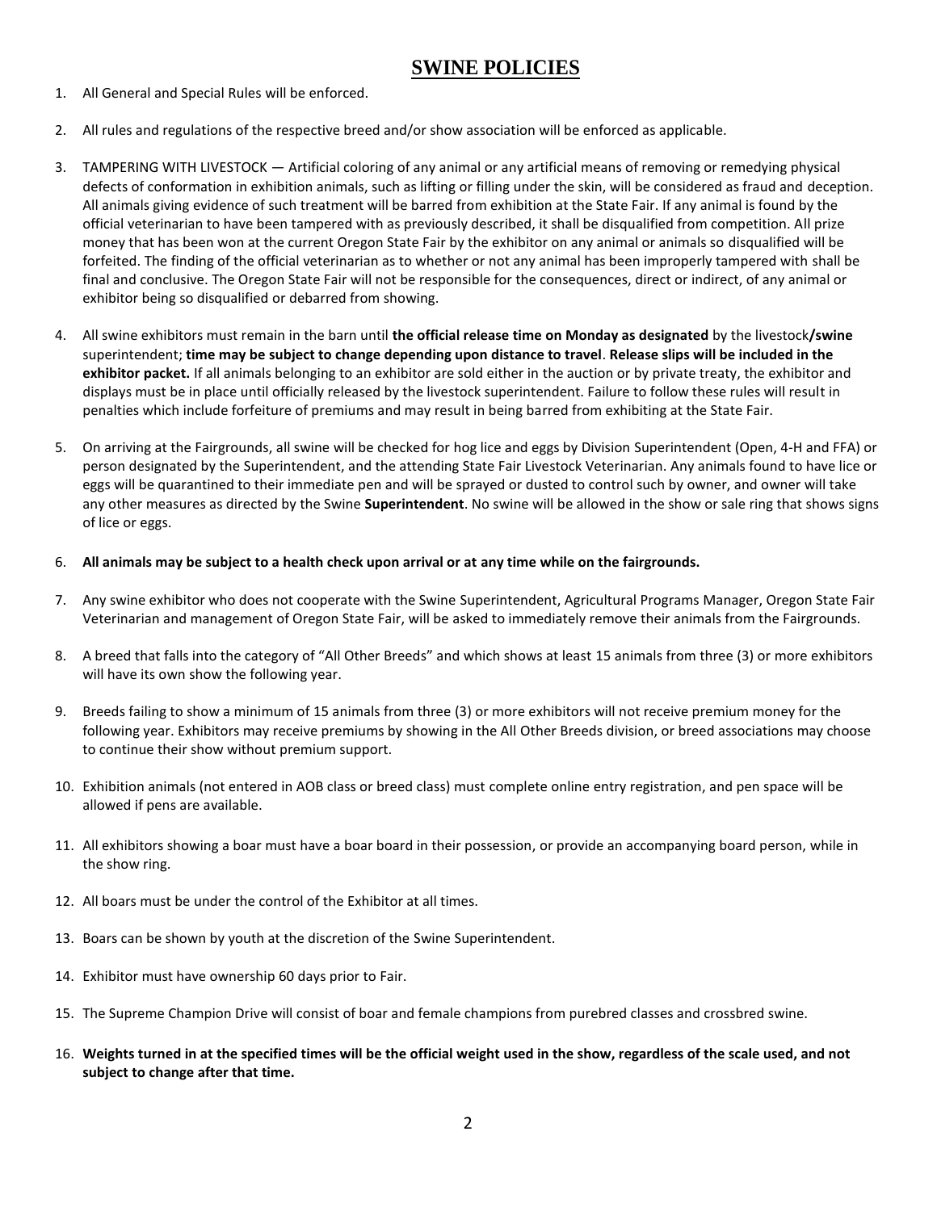# SWINE POLICIES

1. All General and Special Rules will be enforced.

2. All rules and regulations of the respective breed and/or show association will be enforced as applicable.

3. TAMPERING WITH LIVESTOCK — Artificial coloring of any animal or any artificial means of removing or remedying physical defects of conformation in exhibition animals, such as lifting or filling under the skin, will be considered as fraud and deception. All animals giving evidence of such treatment will be barred from exhibition at the State Fair. If any animal is found by the official veterinarian to have been tampered with as previously described, it shall be disqualified from competition. All prize money that has been won at the current Oregon State Fair by the exhibitor on any animal or animals so disqualified will be forfeited. The finding of the official veterinarian as to whether or not any animal has been improperly tampered with shall be final and conclusive. The Oregon State Fair will not be responsible for the consequences, direct or indirect, of any animal or exhibitor being so disqualified or debarred from showing.

4. All swine exhibitors must remain in the barn until **the official release time on Monday as designated** by the livestock**/swine** superintendent; **time may be subject to change depending upon distance to travel**. **Release slips will be included in the exhibitor packet.** If all animals belonging to an exhibitor are sold either in the auction or by private treaty, the exhibitor and displays must be in place until officially released by the livestock superintendent. Failure to follow these rules will result in penalties which include forfeiture of premiums and may result in being barred from exhibiting at the State Fair.

5. On arriving at the Fairgrounds, all swine will be checked for hog lice and eggs by Division Superintendent (Open, 4-H and FFA) or person designated by the Superintendent, and the attending State Fair Livestock Veterinarian. Any animals found to have lice or eggs will be quarantined to their immediate pen and will be sprayed or dusted to control such by owner, and owner will take any other measures as directed by the Swine **Superintendent**. No swine will be allowed in the show or sale ring that shows signs of lice or eggs.

6. **All animals may be subject to a health check upon arrival or at any time while on the fairgrounds.**

7. Any swine exhibitor who does not cooperate with the Swine Superintendent, Agricultural Programs Manager, Oregon State Fair Veterinarian and management of Oregon State Fair, will be asked to immediately remove their animals from the Fairgrounds.

8. A breed that falls into the category of "All Other Breeds" and which shows at least 15 animals from three (3) or more exhibitors will have its own show the following year.

9. Breeds failing to show a minimum of 15 animals from three (3) or more exhibitors will not receive premium money for the following year. Exhibitors may receive premiums by showing in the All Other Breeds division, or breed associations may choose to continue their show without premium support.

10. Exhibition animals (not entered in AOB class or breed class) must complete online entry registration, and pen space will be allowed if pens are available.

11. All exhibitors showing a boar must have a boar board in their possession, or provide an accompanying board person, while in the show ring.

12. All boars must be under the control of the Exhibitor at all times.

13. Boars can be shown by youth at the discretion of the Swine Superintendent.

14. Exhibitor must have ownership 60 days prior to Fair.

15. The Supreme Champion Drive will consist of boar and female champions from purebred classes and crossbred swine.

16. **Weights turned in at the specified times will be the official weight used in the show, regardless of the scale used, and not subject to change after that time.**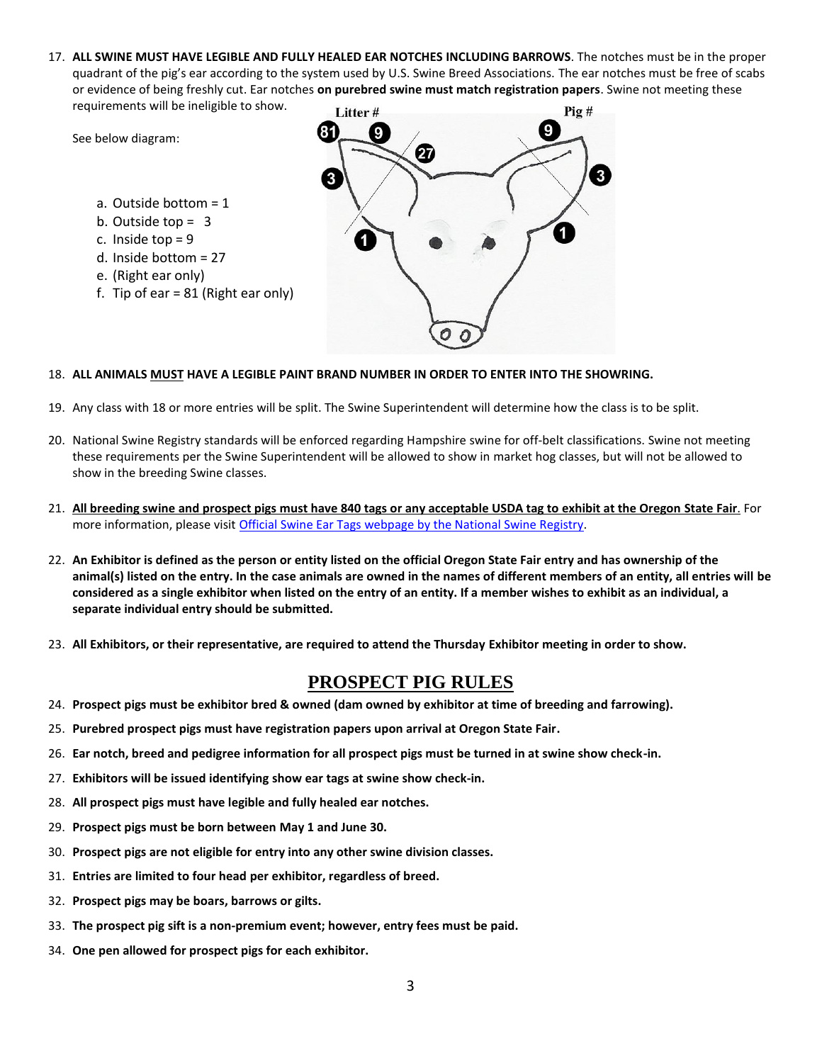17. **ALL SWINE MUST HAVE LEGIBLE AND FULLY HEALED EAR NOTCHES INCLUDING BARROWS**. The notches must be in the proper quadrant of the pig's ear according to the system used by U.S. Swine Breed Associations. The ear notches must be free of scabs or evidence of being freshly cut. Ear notches **on purebred swine must match registration papers**. Swine not meeting these requirements will be ineligible to show.

    See below diagram:

    a. Outside bottom = 1
    b. Outside top = 3
    c. Inside top = 9
    d. Inside bottom = 27
    e. (Right ear only)
    f. Tip of ear = 81 (Right ear only)

18. **ALL ANIMALS MUST HAVE A LEGIBLE PAINT BRAND NUMBER IN ORDER TO ENTER INTO THE SHOWRING.**

19. Any class with 18 or more entries will be split. The Swine Superintendent will determine how the class is to be split.

20. National Swine Registry standards will be enforced regarding Hampshire swine for off-belt classifications. Swine not meeting these requirements per the Swine Superintendent will be allowed to show in market hog classes, but will not be allowed to show in the breeding Swine classes.

21. **All breeding swine and prospect pigs must have 840 tags or any acceptable USDA tag to exhibit at the Oregon State Fair**. For more information, please visit Official Swine Ear Tags webpage by the National Swine Registry.

22. **An Exhibitor is defined as the person or entity listed on the official Oregon State Fair entry and has ownership of the animal(s) listed on the entry. In the case animals are owned in the names of different members of an entity, all entries will be considered as a single exhibitor when listed on the entry of an entity. If a member wishes to exhibit as an individual, a separate individual entry should be submitted.**

23. **All Exhibitors, or their representative, are required to attend the Thursday Exhibitor meeting in order to show.**

## PROSPECT PIG RULES

24. **Prospect pigs must be exhibitor bred & owned (dam owned by exhibitor at time of breeding and farrowing).**
25. **Purebred prospect pigs must have registration papers upon arrival at Oregon State Fair.**
26. **Ear notch, breed and pedigree information for all prospect pigs must be turned in at swine show check-in.**
27. **Exhibitors will be issued identifying show ear tags at swine show check-in.**
28. **All prospect pigs must have legible and fully healed ear notches.**
29. **Prospect pigs must be born between May 1 and June 30.**
30. **Prospect pigs are not eligible for entry into any other swine division classes.**
31. **Entries are limited to four head per exhibitor, regardless of breed.**
32. **Prospect pigs may be boars, barrows or gilts.**
33. **The prospect pig sift is a non-premium event; however, entry fees must be paid.**
34. **One pen allowed for prospect pigs for each exhibitor.**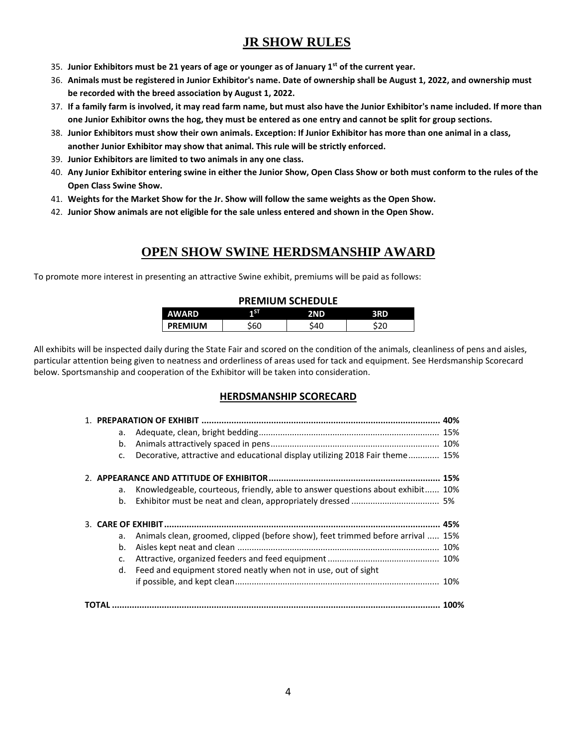## JR SHOW RULES

35. **Junior Exhibitors must be 21 years of age or younger as of January 1st of the current year.**
36. **Animals must be registered in Junior Exhibitor's name. Date of ownership shall be August 1, 2022, and ownership must be recorded with the breed association by August 1, 2022.**
37. **If a family farm is involved, it may read farm name, but must also have the Junior Exhibitor's name included. If more than one Junior Exhibitor owns the hog, they must be entered as one entry and cannot be split for group sections.**
38. **Junior Exhibitors must show their own animals. Exception: If Junior Exhibitor has more than one animal in a class, another Junior Exhibitor may show that animal. This rule will be strictly enforced.**
39. **Junior Exhibitors are limited to two animals in any one class.**
40. **Any Junior Exhibitor entering swine in either the Junior Show, Open Class Show or both must conform to the rules of the Open Class Swine Show.**
41. **Weights for the Market Show for the Jr. Show will follow the same weights as the Open Show.**
42. **Junior Show animals are not eligible for the sale unless entered and shown in the Open Show.**

## OPEN SHOW SWINE HERDSMANSHIP AWARD

To promote more interest in presenting an attractive Swine exhibit, premiums will be paid as follows:

**PREMIUM SCHEDULE**

| AWARD | 1ST | 2ND | 3RD |
|---|---|---|---|
| **PREMIUM** | $60 | $40 | $20 |

All exhibits will be inspected daily during the State Fair and scored on the condition of the animals, cleanliness of pens and aisles, particular attention being given to neatness and orderliness of areas used for tack and equipment. See Herdsmanship Scorecard below. Sportsmanship and cooperation of the Exhibitor will be taken into consideration.

### HERDSMANSHIP SCORECARD

1. **PREPARATION OF EXHIBIT ............................................................ 40%**
   a. Adequate, clean, bright bedding ............................................................ 15%
   b. Animals attractively spaced in pens ............................................................ 10%
   c. Decorative, attractive and educational display utilizing 2018 Fair theme ............ 15%

2. **APPEARANCE AND ATTITUDE OF EXHIBITOR ............................................................ 15%**
   a. Knowledgeable, courteous, friendly, able to answer questions about exhibit ...... 10%
   b. Exhibitor must be neat and clean, appropriately dressed .................................... 5%

3. **CARE OF EXHIBIT ............................................................ 45%**
   a. Animals clean, groomed, clipped (before show), feet trimmed before arrival ..... 15%
   b. Aisles kept neat and clean ............................................................ 10%
   c. Attractive, organized feeders and feed equipment ............................................ 10%
   d. Feed and equipment stored neatly when not in use, out of sight if possible, and kept clean ............................................................ 10%

**TOTAL ............................................................ 100%**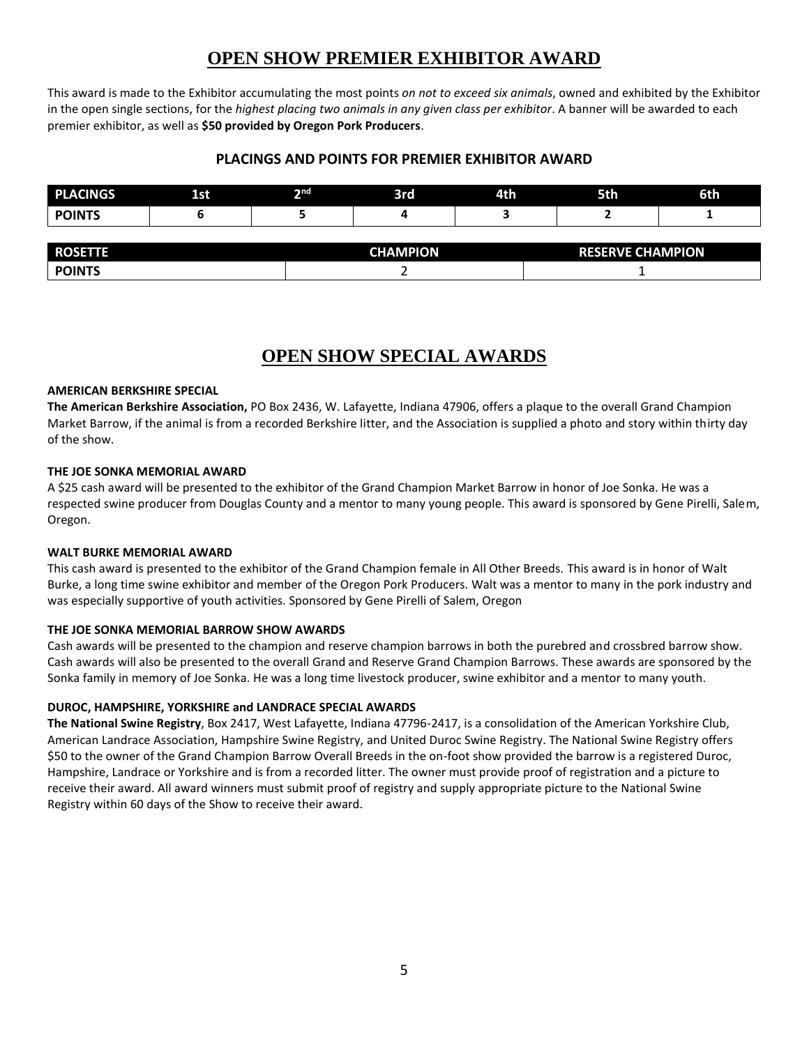# OPEN SHOW PREMIER EXHIBITOR AWARD

This award is made to the Exhibitor accumulating the most points *on not to exceed six animals*, owned and exhibited by the Exhibitor in the open single sections, for the *highest placing two animals in any given class per exhibitor*. A banner will be awarded to each premier exhibitor, as well as **$50 provided by Oregon Pork Producers**.

### PLACINGS AND POINTS FOR PREMIER EXHIBITOR AWARD

| PLACINGS | 1st | 2nd | 3rd | 4th | 5th | 6th |
|---|---|---|---|---|---|---|
| **POINTS** | **6** | **5** | **4** | **3** | **2** | **1** |

| ROSETTE | CHAMPION | RESERVE CHAMPION |
|---|---|---|
| **POINTS** | 2 | 1 |

# OPEN SHOW SPECIAL AWARDS

**AMERICAN BERKSHIRE SPECIAL**
**The American Berkshire Association,** PO Box 2436, W. Lafayette, Indiana 47906, offers a plaque to the overall Grand Champion Market Barrow, if the animal is from a recorded Berkshire litter, and the Association is supplied a photo and story within thirty day of the show.

**THE JOE SONKA MEMORIAL AWARD**
A $25 cash award will be presented to the exhibitor of the Grand Champion Market Barrow in honor of Joe Sonka. He was a respected swine producer from Douglas County and a mentor to many young people. This award is sponsored by Gene Pirelli, Salem, Oregon.

**WALT BURKE MEMORIAL AWARD**
This cash award is presented to the exhibitor of the Grand Champion female in All Other Breeds. This award is in honor of Walt Burke, a long time swine exhibitor and member of the Oregon Pork Producers. Walt was a mentor to many in the pork industry and was especially supportive of youth activities. Sponsored by Gene Pirelli of Salem, Oregon

**THE JOE SONKA MEMORIAL BARROW SHOW AWARDS**
Cash awards will be presented to the champion and reserve champion barrows in both the purebred and crossbred barrow show. Cash awards will also be presented to the overall Grand and Reserve Grand Champion Barrows. These awards are sponsored by the Sonka family in memory of Joe Sonka. He was a long time livestock producer, swine exhibitor and a mentor to many youth.

**DUROC, HAMPSHIRE, YORKSHIRE and LANDRACE SPECIAL AWARDS**
**The National Swine Registry**, Box 2417, West Lafayette, Indiana 47796-2417, is a consolidation of the American Yorkshire Club, American Landrace Association, Hampshire Swine Registry, and United Duroc Swine Registry. The National Swine Registry offers $50 to the owner of the Grand Champion Barrow Overall Breeds in the on-foot show provided the barrow is a registered Duroc, Hampshire, Landrace or Yorkshire and is from a recorded litter. The owner must provide proof of registration and a picture to receive their award. All award winners must submit proof of registry and supply appropriate picture to the National Swine Registry within 60 days of the Show to receive their award.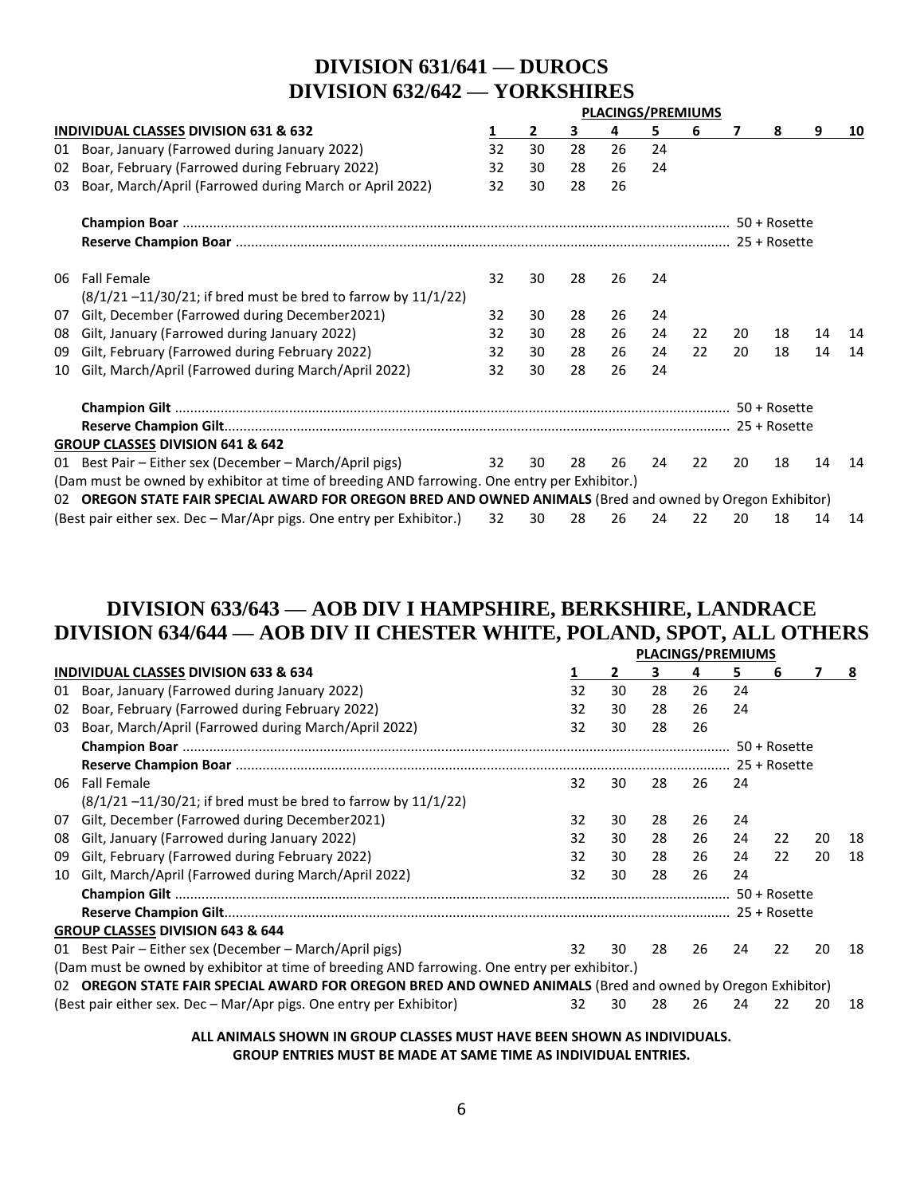# DIVISION 631/641 — DUROCS
# DIVISION 632/642 — YORKSHIRES

| | INDIVIDUAL CLASSES DIVISION 631 & 632 | PLACINGS/PREMIUMS 1 | 2 | 3 | 4 | 5 | 6 | 7 | 8 | 9 | 10 |
|---|---|---|---|---|---|---|---|---|---|---|---|
| 01 | Boar, January (Farrowed during January 2022) | 32 | 30 | 28 | 26 | 24 | | | | | |
| 02 | Boar, February (Farrowed during February 2022) | 32 | 30 | 28 | 26 | 24 | | | | | |
| 03 | Boar, March/April (Farrowed during March or April 2022) | 32 | 30 | 28 | 26 | | | | | | |
| | **Champion Boar** ........ 50 + Rosette | | | | | | | | | | |
| | **Reserve Champion Boar** ........ 25 + Rosette | | | | | | | | | | |
| 06 | Fall Female (8/1/21 –11/30/21; if bred must be bred to farrow by 11/1/22) | 32 | 30 | 28 | 26 | 24 | | | | | |
| 07 | Gilt, December (Farrowed during December2021) | 32 | 30 | 28 | 26 | 24 | | | | | |
| 08 | Gilt, January (Farrowed during January 2022) | 32 | 30 | 28 | 26 | 24 | 22 | 20 | 18 | 14 | 14 |
| 09 | Gilt, February (Farrowed during February 2022) | 32 | 30 | 28 | 26 | 24 | 22 | 20 | 18 | 14 | 14 |
| 10 | Gilt, March/April (Farrowed during March/April 2022) | 32 | 30 | 28 | 26 | 24 | | | | | |
| | **Champion Gilt** ........ 50 + Rosette | | | | | | | | | | |
| | **Reserve Champion Gilt** ........ 25 + Rosette | | | | | | | | | | |
| | **GROUP CLASSES DIVISION 641 & 642** | | | | | | | | | | |
| 01 | Best Pair – Either sex (December – March/April pigs) (Dam must be owned by exhibitor at time of breeding AND farrowing. One entry per Exhibitor.) | 32 | 30 | 28 | 26 | 24 | 22 | 20 | 18 | 14 | 14 |
| 02 | **OREGON STATE FAIR SPECIAL AWARD FOR OREGON BRED AND OWNED ANIMALS** (Bred and owned by Oregon Exhibitor) (Best pair either sex. Dec – Mar/Apr pigs. One entry per Exhibitor.) | 32 | 30 | 28 | 26 | 24 | 22 | 20 | 18 | 14 | 14 |

# DIVISION 633/643 — AOB DIV I HAMPSHIRE, BERKSHIRE, LANDRACE
# DIVISION 634/644 — AOB DIV II CHESTER WHITE, POLAND, SPOT, ALL OTHERS

| | INDIVIDUAL CLASSES DIVISION 633 & 634 | PLACINGS/PREMIUMS 1 | 2 | 3 | 4 | 5 | 6 | 7 | 8 |
|---|---|---|---|---|---|---|---|---|---|
| 01 | Boar, January (Farrowed during January 2022) | 32 | 30 | 28 | 26 | 24 | | | |
| 02 | Boar, February (Farrowed during February 2022) | 32 | 30 | 28 | 26 | 24 | | | |
| 03 | Boar, March/April (Farrowed during March/April 2022) | 32 | 30 | 28 | 26 | | | | |
| | **Champion Boar** ........ 50 + Rosette | | | | | | | | |
| | **Reserve Champion Boar** ........ 25 + Rosette | | | | | | | | |
| 06 | Fall Female (8/1/21 –11/30/21; if bred must be bred to farrow by 11/1/22) | 32 | 30 | 28 | 26 | 24 | | | |
| 07 | Gilt, December (Farrowed during December2021) | 32 | 30 | 28 | 26 | 24 | | | |
| 08 | Gilt, January (Farrowed during January 2022) | 32 | 30 | 28 | 26 | 24 | 22 | 20 | 18 |
| 09 | Gilt, February (Farrowed during February 2022) | 32 | 30 | 28 | 26 | 24 | 22 | 20 | 18 |
| 10 | Gilt, March/April (Farrowed during March/April 2022) | 32 | 30 | 28 | 26 | 24 | | | |
| | **Champion Gilt** ........ 50 + Rosette | | | | | | | | |
| | **Reserve Champion Gilt** ........ 25 + Rosette | | | | | | | | |
| | **GROUP CLASSES DIVISION 643 & 644** | | | | | | | | |
| 01 | Best Pair – Either sex (December – March/April pigs) (Dam must be owned by exhibitor at time of breeding AND farrowing. One entry per exhibitor.) | 32 | 30 | 28 | 26 | 24 | 22 | 20 | 18 |
| 02 | **OREGON STATE FAIR SPECIAL AWARD FOR OREGON BRED AND OWNED ANIMALS** (Bred and owned by Oregon Exhibitor) (Best pair either sex. Dec – Mar/Apr pigs. One entry per Exhibitor) | 32 | 30 | 28 | 26 | 24 | 22 | 20 | 18 |

**ALL ANIMALS SHOWN IN GROUP CLASSES MUST HAVE BEEN SHOWN AS INDIVIDUALS.**
**GROUP ENTRIES MUST BE MADE AT SAME TIME AS INDIVIDUAL ENTRIES.**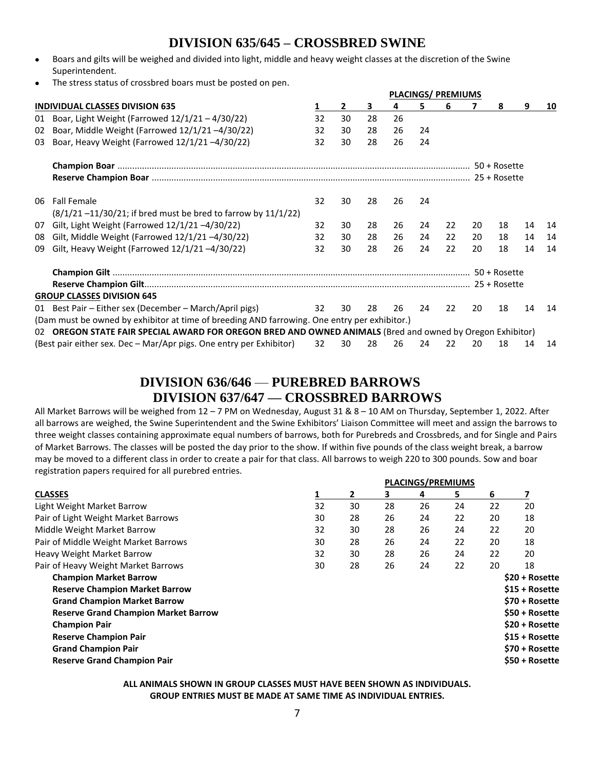## DIVISION 635/645 – CROSSBRED SWINE

- Boars and gilts will be weighed and divided into light, middle and heavy weight classes at the discretion of the Swine Superintendent.
- The stress status of crossbred boars must be posted on pen.

| INDIVIDUAL CLASSES DIVISION 635 | PLACINGS/ PREMIUMS | | | | | | | | | |
|---|---|---|---|---|---|---|---|---|---|---|
| | 1 | 2 | 3 | 4 | 5 | 6 | 7 | 8 | 9 | 10 |
| 01 Boar, Light Weight (Farrowed 12/1/21 – 4/30/22) | 32 | 30 | 28 | 26 | | | | | | |
| 02 Boar, Middle Weight (Farrowed 12/1/21 –4/30/22) | 32 | 30 | 28 | 26 | 24 | | | | | |
| 03 Boar, Heavy Weight (Farrowed 12/1/21 –4/30/22) | 32 | 30 | 28 | 26 | 24 | | | | | |
| **Champion Boar** | 50 + Rosette | | | | | | | | | |
| **Reserve Champion Boar** | 25 + Rosette | | | | | | | | | |
| 06 Fall Female (8/1/21 –11/30/21; if bred must be bred to farrow by 11/1/22) | 32 | 30 | 28 | 26 | 24 | | | | | |
| 07 Gilt, Light Weight (Farrowed 12/1/21 –4/30/22) | 32 | 30 | 28 | 26 | 24 | 22 | 20 | 18 | 14 | 14 |
| 08 Gilt, Middle Weight (Farrowed 12/1/21 –4/30/22) | 32 | 30 | 28 | 26 | 24 | 22 | 20 | 18 | 14 | 14 |
| 09 Gilt, Heavy Weight (Farrowed 12/1/21 –4/30/22) | 32 | 30 | 28 | 26 | 24 | 22 | 20 | 18 | 14 | 14 |
| **Champion Gilt** | 50 + Rosette | | | | | | | | | |
| **Reserve Champion Gilt** | 25 + Rosette | | | | | | | | | |
| **GROUP CLASSES DIVISION 645** | | | | | | | | | | |
| 01 Best Pair – Either sex (December – March/April pigs) (Dam must be owned by exhibitor at time of breeding AND farrowing. One entry per exhibitor.) | 32 | 30 | 28 | 26 | 24 | 22 | 20 | 18 | 14 | 14 |
| 02 **OREGON STATE FAIR SPECIAL AWARD FOR OREGON BRED AND OWNED ANIMALS** (Bred and owned by Oregon Exhibitor) (Best pair either sex. Dec – Mar/Apr pigs. One entry per Exhibitor) | 32 | 30 | 28 | 26 | 24 | 22 | 20 | 18 | 14 | 14 |

## DIVISION 636/646 — PUREBRED BARROWS
## DIVISION 637/647 — CROSSBRED BARROWS

All Market Barrows will be weighed from 12 – 7 PM on Wednesday, August 31 & 8 – 10 AM on Thursday, September 1, 2022. After all barrows are weighed, the Swine Superintendent and the Swine Exhibitors' Liaison Committee will meet and assign the barrows to three weight classes containing approximate equal numbers of barrows, both for Purebreds and Crossbreds, and for Single and Pairs of Market Barrows. The classes will be posted the day prior to the show. If within five pounds of the class weight break, a barrow may be moved to a different class in order to create a pair for that class. All barrows to weigh 220 to 300 pounds. Sow and boar registration papers required for all purebred entries.

| CLASSES | PLACINGS/PREMIUMS | | | | | | |
|---|---|---|---|---|---|---|---|
| | 1 | 2 | 3 | 4 | 5 | 6 | 7 |
| Light Weight Market Barrow | 32 | 30 | 28 | 26 | 24 | 22 | 20 |
| Pair of Light Weight Market Barrows | 30 | 28 | 26 | 24 | 22 | 20 | 18 |
| Middle Weight Market Barrow | 32 | 30 | 28 | 26 | 24 | 22 | 20 |
| Pair of Middle Weight Market Barrows | 30 | 28 | 26 | 24 | 22 | 20 | 18 |
| Heavy Weight Market Barrow | 32 | 30 | 28 | 26 | 24 | 22 | 20 |
| Pair of Heavy Weight Market Barrows | 30 | 28 | 26 | 24 | 22 | 20 | 18 |
| **Champion Market Barrow** | | | | | | | **$20 + Rosette** |
| **Reserve Champion Market Barrow** | | | | | | | **$15 + Rosette** |
| **Grand Champion Market Barrow** | | | | | | | **$70 + Rosette** |
| **Reserve Grand Champion Market Barrow** | | | | | | | **$50 + Rosette** |
| **Champion Pair** | | | | | | | **$20 + Rosette** |
| **Reserve Champion Pair** | | | | | | | **$15 + Rosette** |
| **Grand Champion Pair** | | | | | | | **$70 + Rosette** |
| **Reserve Grand Champion Pair** | | | | | | | **$50 + Rosette** |

**ALL ANIMALS SHOWN IN GROUP CLASSES MUST HAVE BEEN SHOWN AS INDIVIDUALS.**
**GROUP ENTRIES MUST BE MADE AT SAME TIME AS INDIVIDUAL ENTRIES.**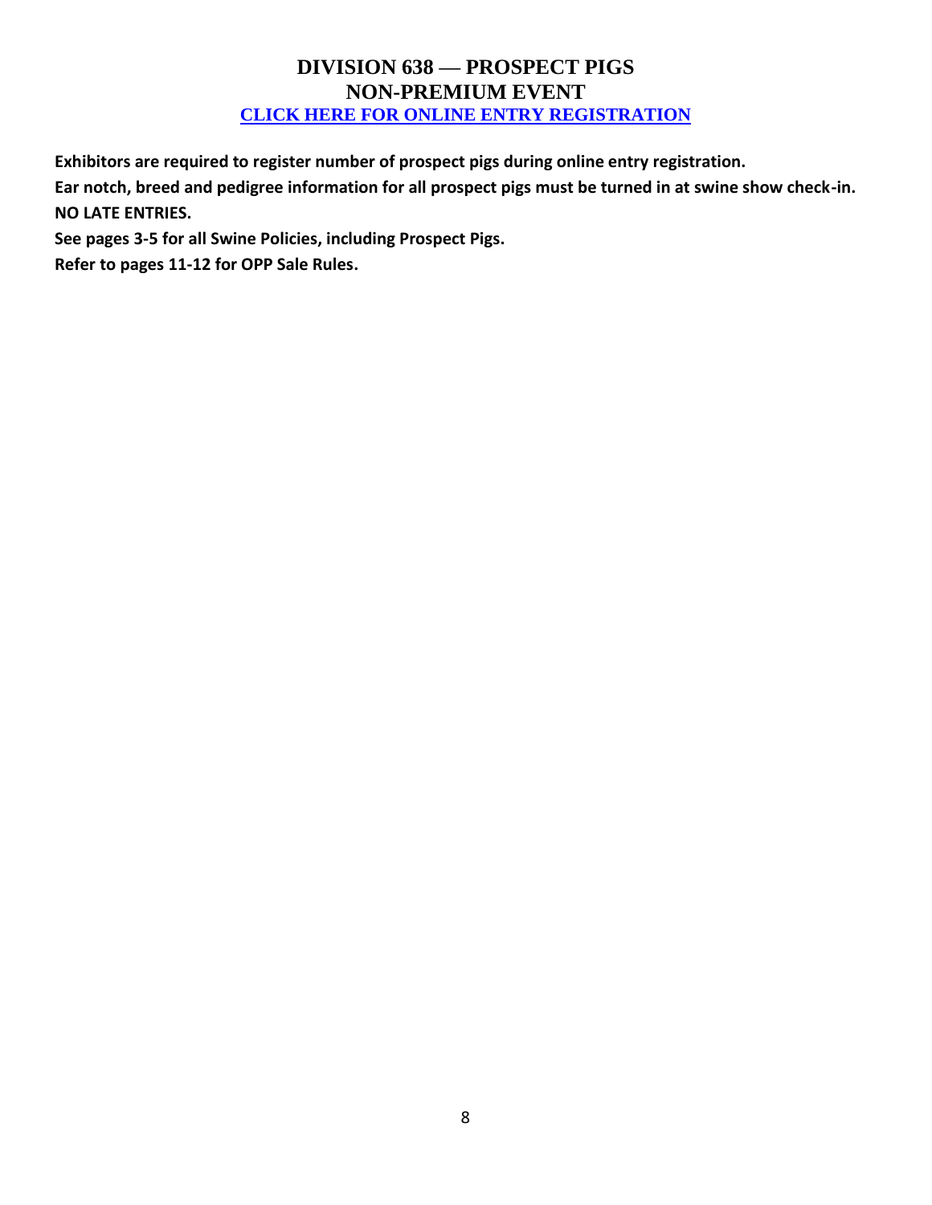# DIVISION 638 — PROSPECT PIGS
## NON-PREMIUM EVENT
**CLICK HERE FOR ONLINE ENTRY REGISTRATION**

**Exhibitors are required to register number of prospect pigs during online entry registration.**

**Ear notch, breed and pedigree information for all prospect pigs must be turned in at swine show check-in.**

**NO LATE ENTRIES.**

**See pages 3-5 for all Swine Policies, including Prospect Pigs.**

**Refer to pages 11-12 for OPP Sale Rules.**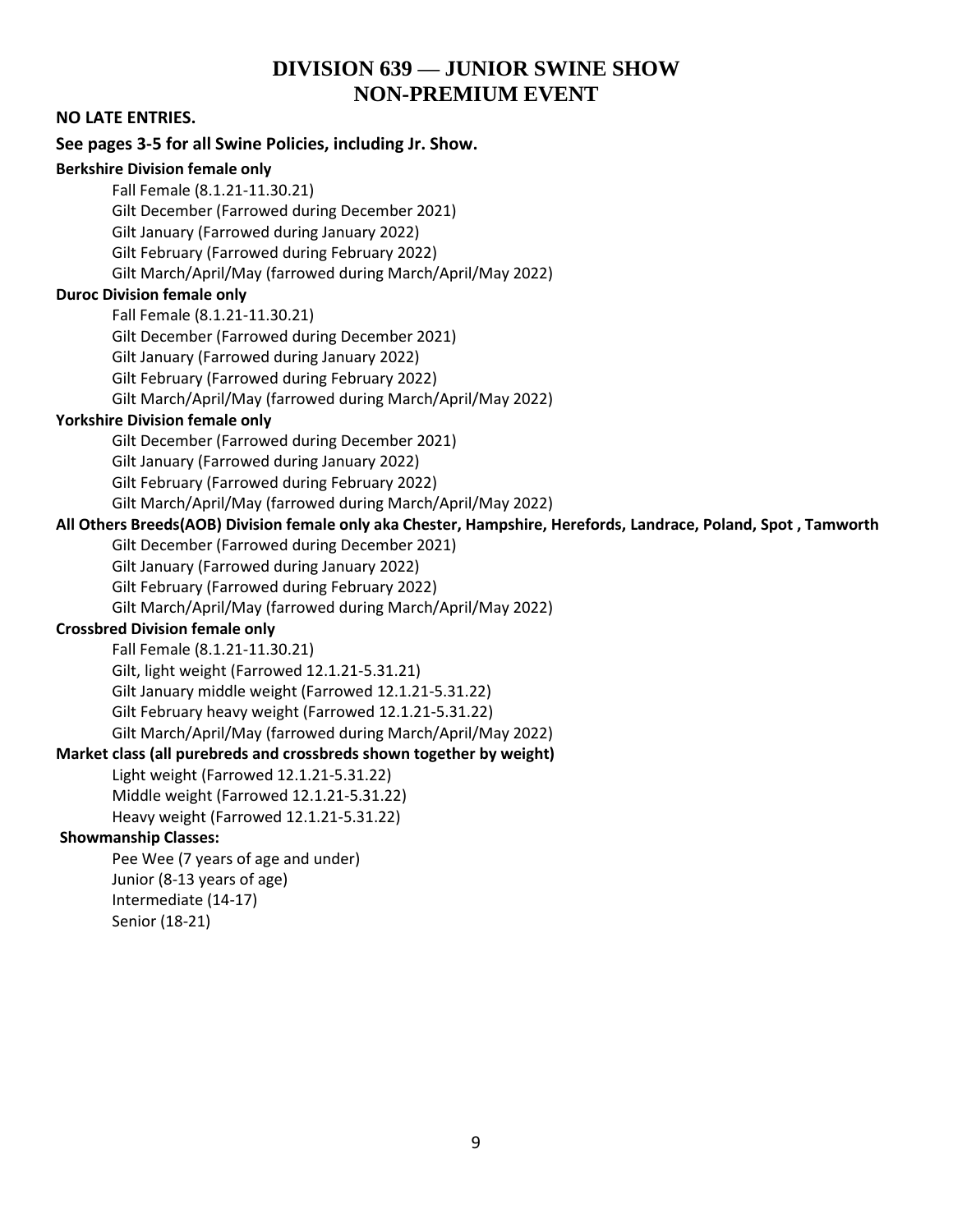# DIVISION 639 — JUNIOR SWINE SHOW
# NON-PREMIUM EVENT

**NO LATE ENTRIES.**

**See pages 3-5 for all Swine Policies, including Jr. Show.**

**Berkshire Division female only**

- Fall Female (8.1.21-11.30.21)
- Gilt December (Farrowed during December 2021)
- Gilt January (Farrowed during January 2022)
- Gilt February (Farrowed during February 2022)
- Gilt March/April/May (farrowed during March/April/May 2022)

**Duroc Division female only**

- Fall Female (8.1.21-11.30.21)
- Gilt December (Farrowed during December 2021)
- Gilt January (Farrowed during January 2022)
- Gilt February (Farrowed during February 2022)
- Gilt March/April/May (farrowed during March/April/May 2022)

**Yorkshire Division female only**

- Gilt December (Farrowed during December 2021)
- Gilt January (Farrowed during January 2022)
- Gilt February (Farrowed during February 2022)
- Gilt March/April/May (farrowed during March/April/May 2022)

**All Others Breeds(AOB) Division female only aka Chester, Hampshire, Herefords, Landrace, Poland, Spot , Tamworth**

- Gilt December (Farrowed during December 2021)
- Gilt January (Farrowed during January 2022)
- Gilt February (Farrowed during February 2022)
- Gilt March/April/May (farrowed during March/April/May 2022)

**Crossbred Division female only**

- Fall Female (8.1.21-11.30.21)
- Gilt, light weight (Farrowed 12.1.21-5.31.21)
- Gilt January middle weight (Farrowed 12.1.21-5.31.22)
- Gilt February heavy weight (Farrowed 12.1.21-5.31.22)
- Gilt March/April/May (farrowed during March/April/May 2022)

**Market class (all purebreds and crossbreds shown together by weight)**

- Light weight (Farrowed 12.1.21-5.31.22)
- Middle weight (Farrowed 12.1.21-5.31.22)
- Heavy weight (Farrowed 12.1.21-5.31.22)

**Showmanship Classes:**

- Pee Wee (7 years of age and under)
- Junior (8-13 years of age)
- Intermediate (14-17)
- Senior (18-21)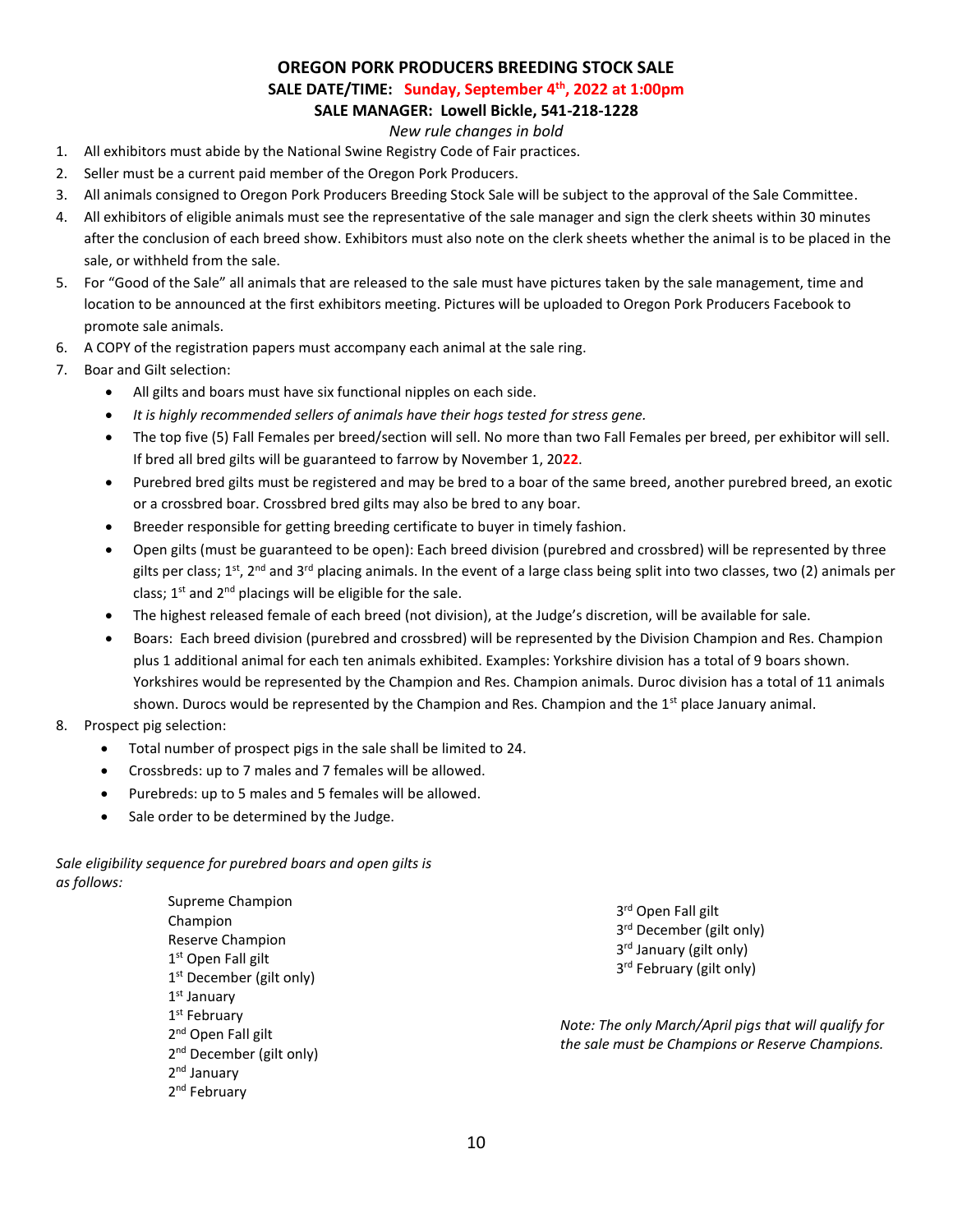# OREGON PORK PRODUCERS BREEDING STOCK SALE

**SALE DATE/TIME: Sunday, September 4th, 2022 at 1:00pm**

**SALE MANAGER: Lowell Bickle, 541-218-1228**

*New rule changes in bold*

1. All exhibitors must abide by the National Swine Registry Code of Fair practices.
2. Seller must be a current paid member of the Oregon Pork Producers.
3. All animals consigned to Oregon Pork Producers Breeding Stock Sale will be subject to the approval of the Sale Committee.
4. All exhibitors of eligible animals must see the representative of the sale manager and sign the clerk sheets within 30 minutes after the conclusion of each breed show. Exhibitors must also note on the clerk sheets whether the animal is to be placed in the sale, or withheld from the sale.
5. For "Good of the Sale" all animals that are released to the sale must have pictures taken by the sale management, time and location to be announced at the first exhibitors meeting. Pictures will be uploaded to Oregon Pork Producers Facebook to promote sale animals.
6. A COPY of the registration papers must accompany each animal at the sale ring.
7. Boar and Gilt selection:
   - All gilts and boars must have six functional nipples on each side.
   - *It is highly recommended sellers of animals have their hogs tested for stress gene.*
   - The top five (5) Fall Females per breed/section will sell. No more than two Fall Females per breed, per exhibitor will sell. If bred all bred gilts will be guaranteed to farrow by November 1, 20**22**.
   - Purebred bred gilts must be registered and may be bred to a boar of the same breed, another purebred breed, an exotic or a crossbred boar. Crossbred bred gilts may also be bred to any boar.
   - Breeder responsible for getting breeding certificate to buyer in timely fashion.
   - Open gilts (must be guaranteed to be open): Each breed division (purebred and crossbred) will be represented by three gilts per class; 1st, 2nd and 3rd placing animals. In the event of a large class being split into two classes, two (2) animals per class; 1st and 2nd placings will be eligible for the sale.
   - The highest released female of each breed (not division), at the Judge's discretion, will be available for sale.
   - Boars: Each breed division (purebred and crossbred) will be represented by the Division Champion and Res. Champion plus 1 additional animal for each ten animals exhibited. Examples: Yorkshire division has a total of 9 boars shown. Yorkshires would be represented by the Champion and Res. Champion animals. Duroc division has a total of 11 animals shown. Durocs would be represented by the Champion and Res. Champion and the 1st place January animal.
8. Prospect pig selection:
   - Total number of prospect pigs in the sale shall be limited to 24.
   - Crossbreds: up to 7 males and 7 females will be allowed.
   - Purebreds: up to 5 males and 5 females will be allowed.
   - Sale order to be determined by the Judge.

*Sale eligibility sequence for purebred boars and open gilts is as follows:*

Supreme Champion
Champion
Reserve Champion
1st Open Fall gilt
1st December (gilt only)
1st January
1st February
2nd Open Fall gilt
2nd December (gilt only)
2nd January
2nd February
3rd Open Fall gilt
3rd December (gilt only)
3rd January (gilt only)
3rd February (gilt only)

*Note: The only March/April pigs that will qualify for the sale must be Champions or Reserve Champions.*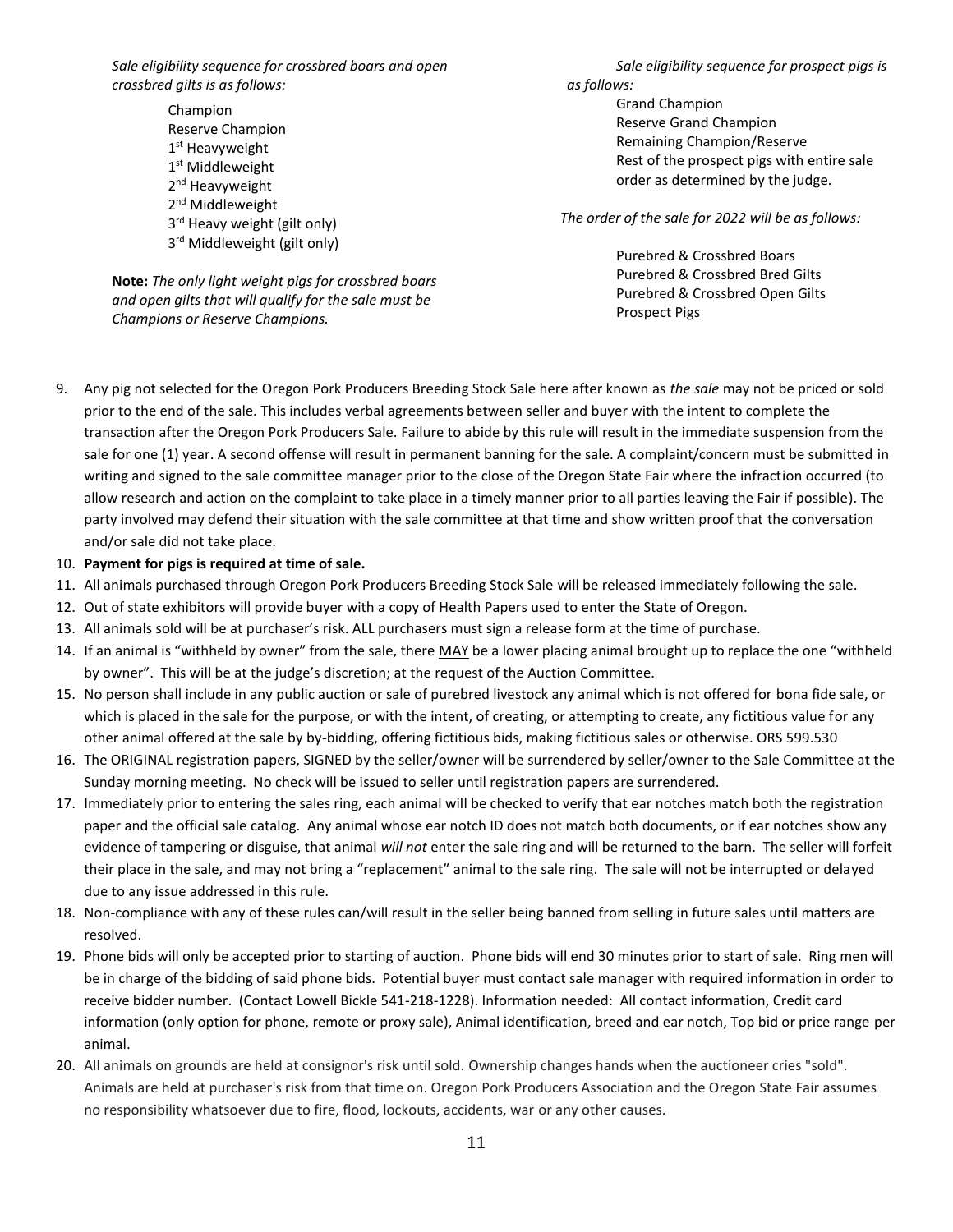*Sale eligibility sequence for crossbred boars and open crossbred gilts is as follows:*

- Champion
- Reserve Champion
- 1st Heavyweight
- 1st Middleweight
- 2nd Heavyweight
- 2nd Middleweight
- 3rd Heavy weight (gilt only)
- 3rd Middleweight (gilt only)

**Note:** *The only light weight pigs for crossbred boars and open gilts that will qualify for the sale must be Champions or Reserve Champions.*

*Sale eligibility sequence for prospect pigs is as follows:*

- Grand Champion
- Reserve Grand Champion
- Remaining Champion/Reserve
- Rest of the prospect pigs with entire sale order as determined by the judge.

*The order of the sale for 2022 will be as follows:*

- Purebred & Crossbred Boars
- Purebred & Crossbred Bred Gilts
- Purebred & Crossbred Open Gilts
- Prospect Pigs

9. Any pig not selected for the Oregon Pork Producers Breeding Stock Sale here after known as *the sale* may not be priced or sold prior to the end of the sale. This includes verbal agreements between seller and buyer with the intent to complete the transaction after the Oregon Pork Producers Sale. Failure to abide by this rule will result in the immediate suspension from the sale for one (1) year. A second offense will result in permanent banning for the sale. A complaint/concern must be submitted in writing and signed to the sale committee manager prior to the close of the Oregon State Fair where the infraction occurred (to allow research and action on the complaint to take place in a timely manner prior to all parties leaving the Fair if possible). The party involved may defend their situation with the sale committee at that time and show written proof that the conversation and/or sale did not take place.
10. **Payment for pigs is required at time of sale.**
11. All animals purchased through Oregon Pork Producers Breeding Stock Sale will be released immediately following the sale.
12. Out of state exhibitors will provide buyer with a copy of Health Papers used to enter the State of Oregon.
13. All animals sold will be at purchaser's risk. ALL purchasers must sign a release form at the time of purchase.
14. If an animal is "withheld by owner" from the sale, there MAY be a lower placing animal brought up to replace the one "withheld by owner". This will be at the judge's discretion; at the request of the Auction Committee.
15. No person shall include in any public auction or sale of purebred livestock any animal which is not offered for bona fide sale, or which is placed in the sale for the purpose, or with the intent, of creating, or attempting to create, any fictitious value for any other animal offered at the sale by by-bidding, offering fictitious bids, making fictitious sales or otherwise. ORS 599.530
16. The ORIGINAL registration papers, SIGNED by the seller/owner will be surrendered by seller/owner to the Sale Committee at the Sunday morning meeting. No check will be issued to seller until registration papers are surrendered.
17. Immediately prior to entering the sales ring, each animal will be checked to verify that ear notches match both the registration paper and the official sale catalog. Any animal whose ear notch ID does not match both documents, or if ear notches show any evidence of tampering or disguise, that animal *will not* enter the sale ring and will be returned to the barn. The seller will forfeit their place in the sale, and may not bring a "replacement" animal to the sale ring. The sale will not be interrupted or delayed due to any issue addressed in this rule.
18. Non-compliance with any of these rules can/will result in the seller being banned from selling in future sales until matters are resolved.
19. Phone bids will only be accepted prior to starting of auction. Phone bids will end 30 minutes prior to start of sale. Ring men will be in charge of the bidding of said phone bids. Potential buyer must contact sale manager with required information in order to receive bidder number. (Contact Lowell Bickle 541-218-1228). Information needed: All contact information, Credit card information (only option for phone, remote or proxy sale), Animal identification, breed and ear notch, Top bid or price range per animal.
20. All animals on grounds are held at consignor's risk until sold. Ownership changes hands when the auctioneer cries "sold". Animals are held at purchaser's risk from that time on. Oregon Pork Producers Association and the Oregon State Fair assumes no responsibility whatsoever due to fire, flood, lockouts, accidents, war or any other causes.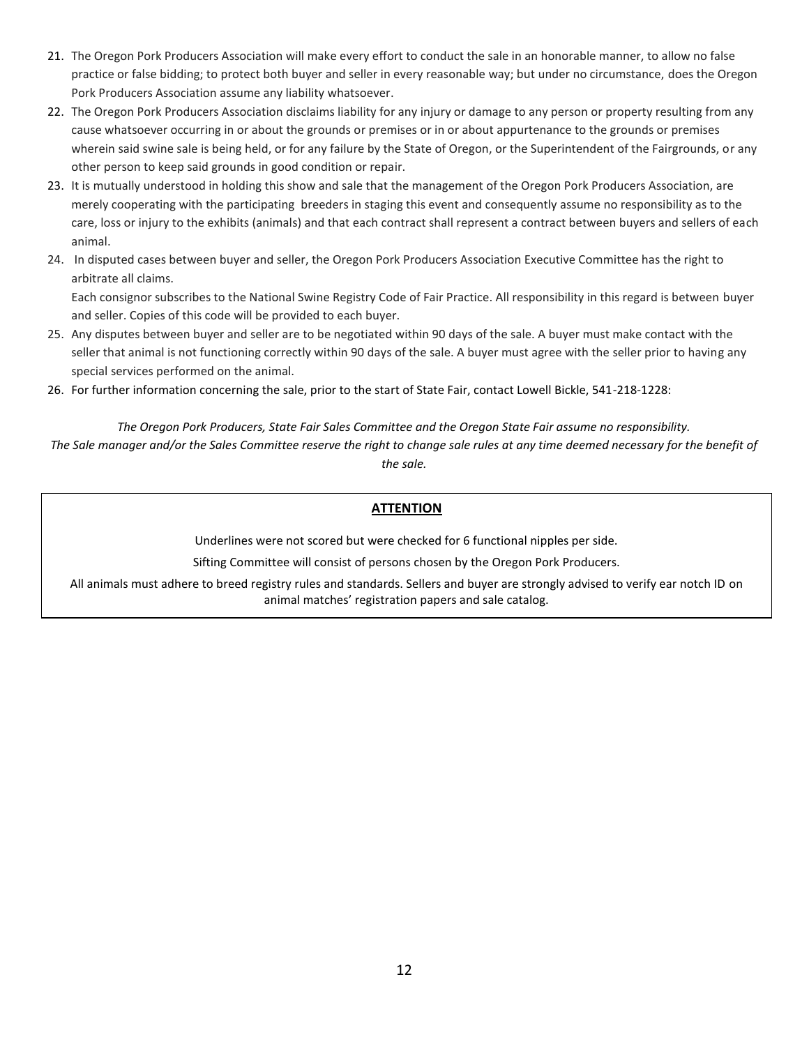21. The Oregon Pork Producers Association will make every effort to conduct the sale in an honorable manner, to allow no false practice or false bidding; to protect both buyer and seller in every reasonable way; but under no circumstance, does the Oregon Pork Producers Association assume any liability whatsoever.
22. The Oregon Pork Producers Association disclaims liability for any injury or damage to any person or property resulting from any cause whatsoever occurring in or about the grounds or premises or in or about appurtenance to the grounds or premises wherein said swine sale is being held, or for any failure by the State of Oregon, or the Superintendent of the Fairgrounds, or any other person to keep said grounds in good condition or repair.
23. It is mutually understood in holding this show and sale that the management of the Oregon Pork Producers Association, are merely cooperating with the participating breeders in staging this event and consequently assume no responsibility as to the care, loss or injury to the exhibits (animals) and that each contract shall represent a contract between buyers and sellers of each animal.
24. In disputed cases between buyer and seller, the Oregon Pork Producers Association Executive Committee has the right to arbitrate all claims.
    Each consignor subscribes to the National Swine Registry Code of Fair Practice. All responsibility in this regard is between buyer and seller. Copies of this code will be provided to each buyer.
25. Any disputes between buyer and seller are to be negotiated within 90 days of the sale. A buyer must make contact with the seller that animal is not functioning correctly within 90 days of the sale. A buyer must agree with the seller prior to having any special services performed on the animal.
26. For further information concerning the sale, prior to the start of State Fair, contact Lowell Bickle, 541-218-1228:

*The Oregon Pork Producers, State Fair Sales Committee and the Oregon State Fair assume no responsibility.*
*The Sale manager and/or the Sales Committee reserve the right to change sale rules at any time deemed necessary for the benefit of the sale.*

**ATTENTION**

Underlines were not scored but were checked for 6 functional nipples per side.

Sifting Committee will consist of persons chosen by the Oregon Pork Producers.

All animals must adhere to breed registry rules and standards. Sellers and buyer are strongly advised to verify ear notch ID on animal matches' registration papers and sale catalog.